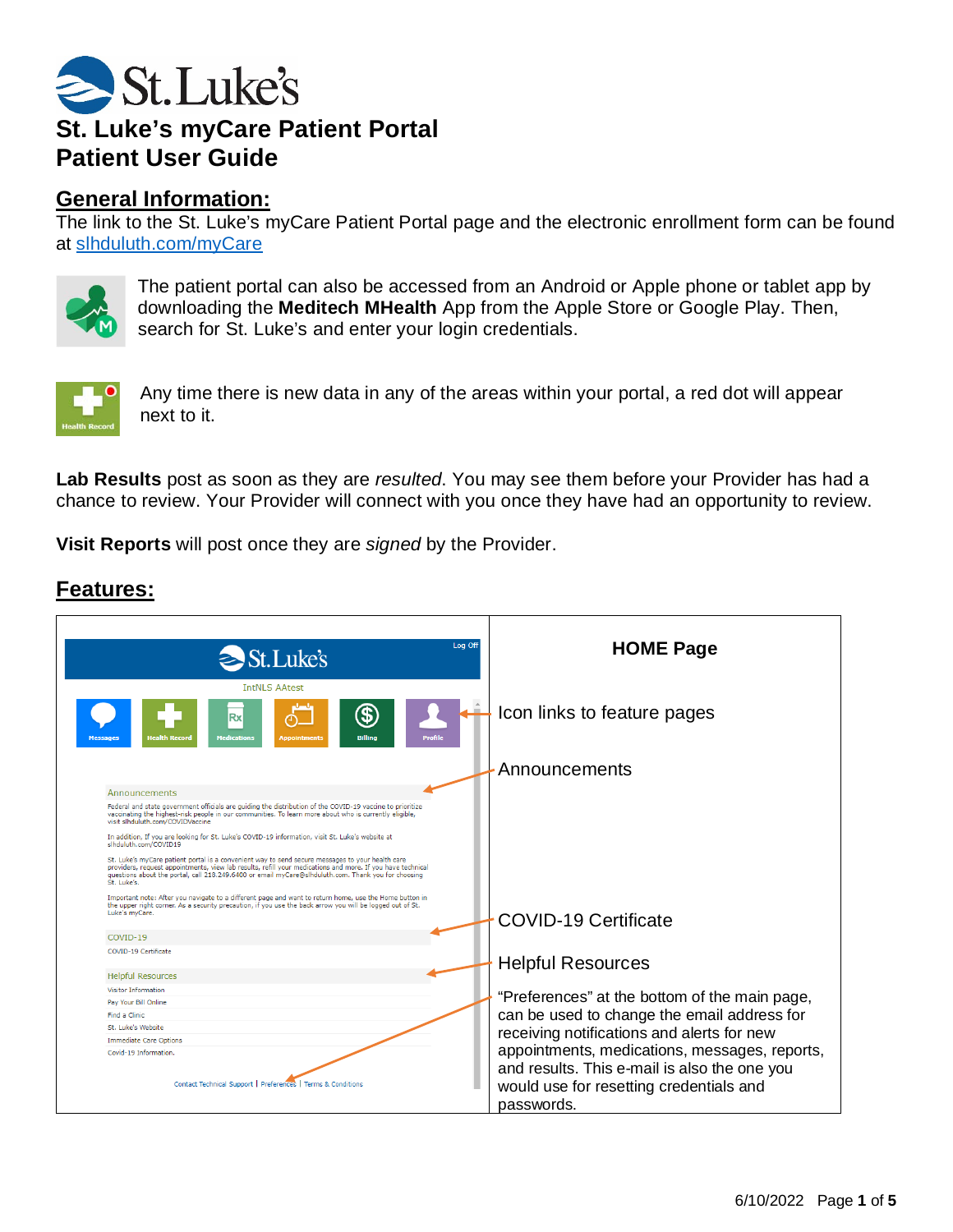# St. Luke's myCare Patient Portal
# Patient User Guide

## General Information:

The link to the St. Luke's myCare Patient Portal page and the electronic enrollment form can be found at slhduluth.com/myCare

The patient portal can also be accessed from an Android or Apple phone or tablet app by downloading the **Meditech MHealth** App from the Apple Store or Google Play. Then, search for St. Luke's and enter your login credentials.

Any time there is new data in any of the areas within your portal, a red dot will appear next to it.

**Lab Results** post as soon as they are *resulted*. You may see them before your Provider has had a chance to review. Your Provider will connect with you once they have had an opportunity to review.

**Visit Reports** will post once they are *signed* by the Provider.

## Features:

| | **HOME Page** |
|---|---|
| | Icon links to feature pages |
| | Announcements |
| | COVID-19 Certificate |
| | Helpful Resources |
| | "Preferences" at the bottom of the main page, can be used to change the email address for receiving notifications and alerts for new appointments, medications, messages, reports, and results. This e-mail is also the one you would use for resetting credentials and passwords. |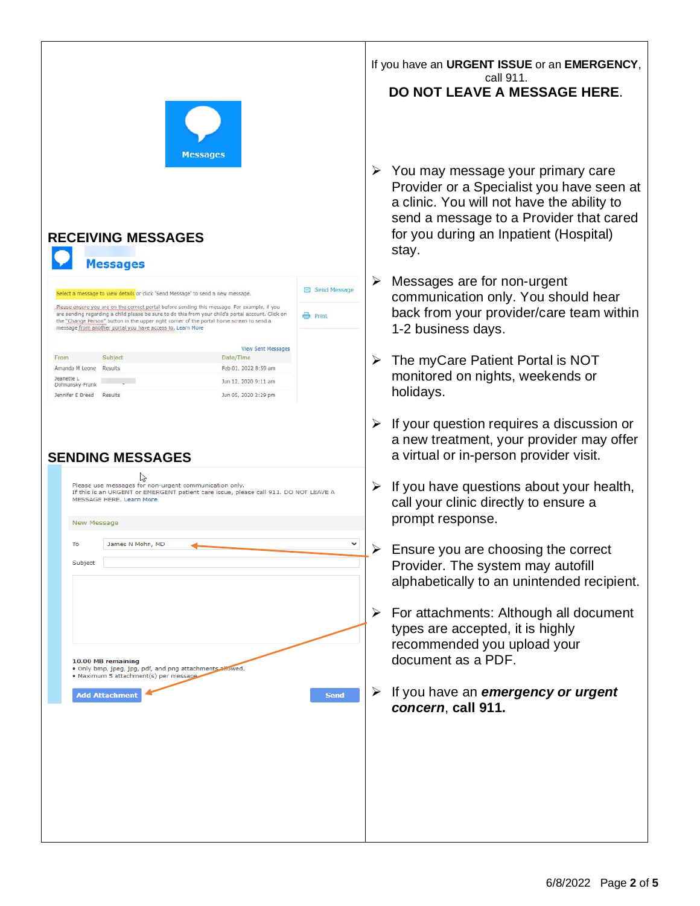## RECEIVING MESSAGES

Messages

Select a message to view details or click 'Send Message' to send a new message.

Please ensure you are on the correct portal before sending this message. For example, if you are sending regarding a child please be sure to do this from your child's portal account. Click on the "Change Person" button in the upper right corner of the portal home screen to send a message from another portal you have access to. Learn More

Send Message

Print

View Sent Messages

| From | Subject | Date/Time |
| --- | --- | --- |
| Amanda M Leone | Results | Feb 01, 2022 8:59 am |
| Jeanette L Dohmansky-Frank | | Jun 12, 2020 9:11 am |
| Jennifer E Breed | Results | Jun 05, 2020 2:29 pm |

## SENDING MESSAGES

Please use messages for non-urgent communication only.
If this is an URGENT or EMERGENT patient care issue, please call 911. DO NOT LEAVE A MESSAGE HERE. Learn More

New Message

To: James N Mohn, MD

Subject:

10.00 MB remaining
- Only bmp, jpeg, jpg, pdf, and png attachments allowed.
- Maximum 5 attachment(s) per message

Add Attachment

Send

If you have an **URGENT ISSUE** or an **EMERGENCY**, call 911.

**DO NOT LEAVE A MESSAGE HERE**.

- You may message your primary care Provider or a Specialist you have seen at a clinic. You will not have the ability to send a message to a Provider that cared for you during an Inpatient (Hospital) stay.
- Messages are for non-urgent communication only. You should hear back from your provider/care team within 1-2 business days.
- The myCare Patient Portal is NOT monitored on nights, weekends or holidays.
- If your question requires a discussion or a new treatment, your provider may offer a virtual or in-person provider visit.
- If you have questions about your health, call your clinic directly to ensure a prompt response.
- Ensure you are choosing the correct Provider. The system may autofill alphabetically to an unintended recipient.
- For attachments: Although all document types are accepted, it is highly recommended you upload your document as a PDF.
- If you have an ***emergency or urgent concern***, **call 911.**

6/8/2022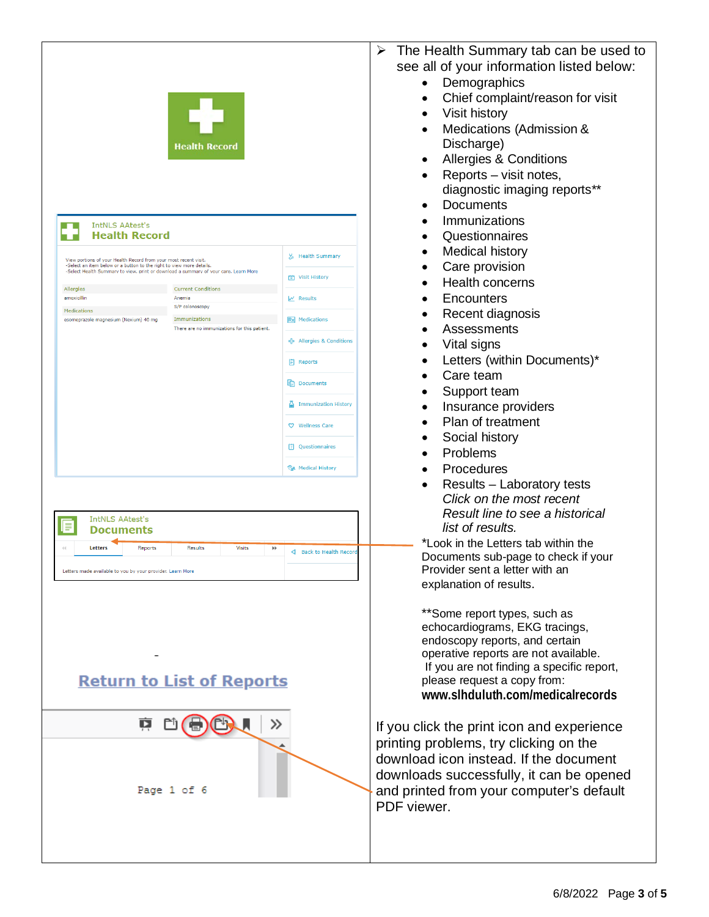- The Health Summary tab can be used to see all of your information listed below:
  - Demographics
  - Chief complaint/reason for visit
  - Visit history
  - Medications (Admission & Discharge)
  - Allergies & Conditions
  - Reports – visit notes, diagnostic imaging reports**
  - Documents
  - Immunizations
  - Questionnaires
  - Medical history
  - Care provision
  - Health concerns
  - Encounters
  - Recent diagnosis
  - Assessments
  - Vital signs
  - Letters (within Documents)*
  - Care team
  - Support team
  - Insurance providers
  - Plan of treatment
  - Social history
  - Problems
  - Procedures
  - Results – Laboratory tests *Click on the most recent Result line to see a historical list of results.*

*Look in the Letters tab within the Documents sub-page to check if your Provider sent a letter with an explanation of results.

**Some report types, such as echocardiograms, EKG tracings, endoscopy reports, and certain operative reports are not available. If you are not finding a specific report, please request a copy from: **www.slhduluth.com/medicalrecords**

If you click the print icon and experience printing problems, try clicking on the download icon instead. If the document downloads successfully, it can be opened and printed from your computer's default PDF viewer.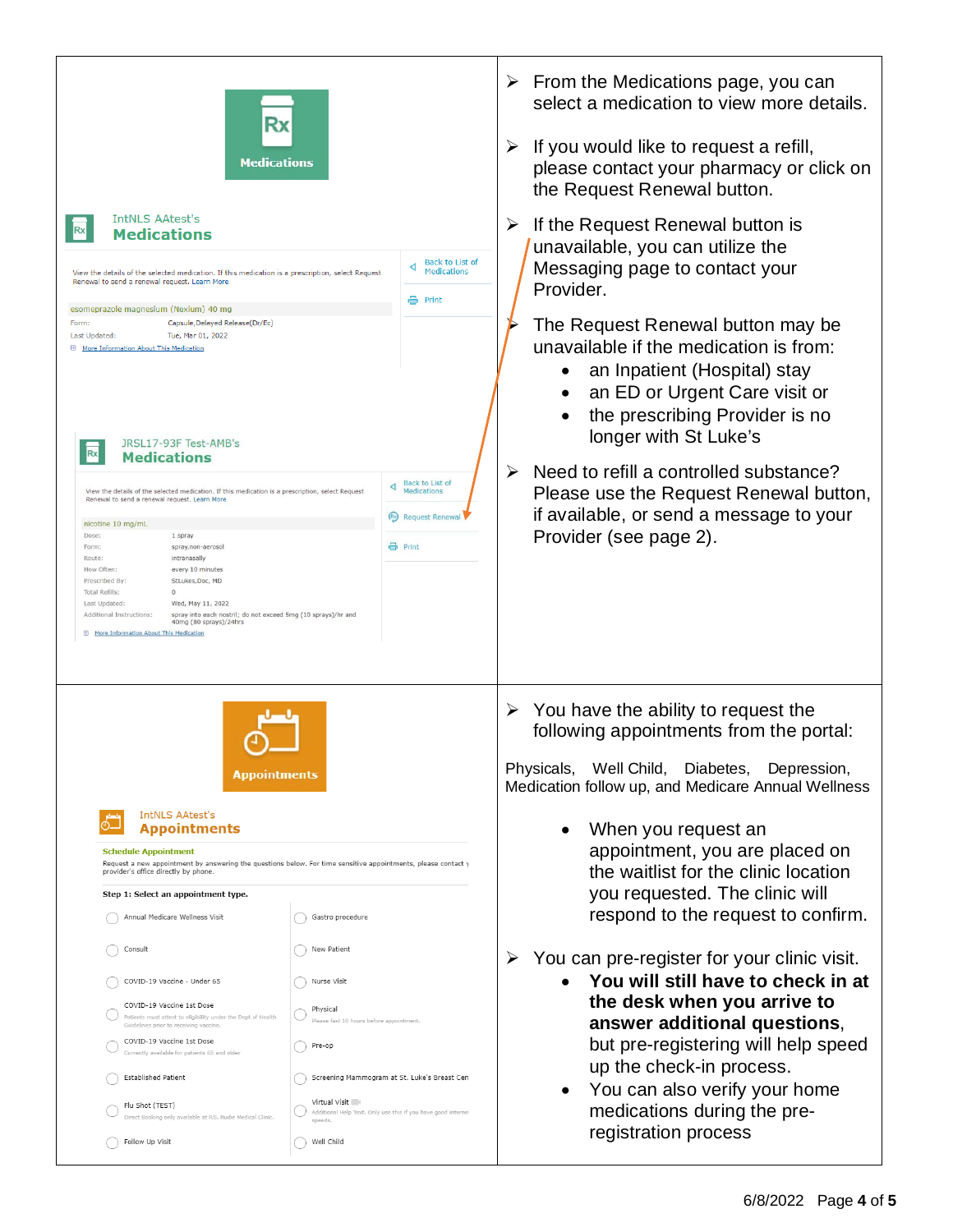**Medications**

**IntNLS AAtest's Medications**

View the details of the selected medication. If this medication is a prescription, select Request Renewal to send a renewal request. Learn More

Back to List of Medications

Print

esomeprazole magnesium (Nexium) 40 mg

Form: Capsule,Delayed Release(Dr/Ec)

Last Updated: Tue, Mar 01, 2022

More Information About This Medication

**JRSL17-93F Test-AMB's Medications**

View the details of the selected medication. If this medication is a prescription, select Request Renewal to send a renewal request. Learn More

Back to List of Medications

Request Renewal

Print

nicotine 10 mg/mL

| | |
|---|---|
| Dose: | 1 spray |
| Form: | spray,non-aerosol |
| Route: | intranasally |
| How Often: | every 10 minutes |
| Prescribed By: | StLukes,Doc, MD |
| Total Refills: | 0 |
| Last Updated: | Wed, May 11, 2022 |
| Additional Instructions: | spray into each nostril; do not exceed 5mg (10 sprays)/hr and 40mg (80 sprays)/24hrs |

More Information About This Medication

- From the Medications page, you can select a medication to view more details.
- If you would like to request a refill, please contact your pharmacy or click on the Request Renewal button.
- If the Request Renewal button is unavailable, you can utilize the Messaging page to contact your Provider.
- The Request Renewal button may be unavailable if the medication is from:
  - an Inpatient (Hospital) stay
  - an ED or Urgent Care visit or
  - the prescribing Provider is no longer with St Luke's
- Need to refill a controlled substance? Please use the Request Renewal button, if available, or send a message to your Provider (see page 2).

**Appointments**

**IntNLS AAtest's Appointments**

**Schedule Appointment**

Request a new appointment by answering the questions below. For time sensitive appointments, please contact your provider's office directly by phone.

**Step 1: Select an appointment type.**

| | |
|---|---|
| Annual Medicare Wellness Visit | Gastro procedure |
| Consult | New Patient |
| COVID-19 Vaccine - Under 65 | Nurse Visit |
| COVID-19 Vaccine 1st Dose (Patients must attest to eligibility under the Dept of Health Guidelines prior to receiving vaccine.) | Physical (Please fast 10 hours before appointment.) |
| COVID-19 Vaccine 1st Dose (Currently available for patients 65 and older) | Pre-op |
| Established Patient | Screening Mammogram at St. Luke's Breast Cen |
| Flu Shot (TEST) (Direct Booking only available at R.S. Rudie Medical Clinic.) | Virtual Visit (Additional Help Text. Only use this if you have good internet speeds.) |
| Follow Up Visit | Well Child |

- You have the ability to request the following appointments from the portal:

Physicals, Well Child, Diabetes, Depression, Medication follow up, and Medicare Annual Wellness

  - When you request an appointment, you are placed on the waitlist for the clinic location you requested. The clinic will respond to the request to confirm.

- You can pre-register for your clinic visit.
  - **You will still have to check in at the desk when you arrive to answer additional questions**, but pre-registering will help speed up the check-in process.
  - You can also verify your home medications during the pre-registration process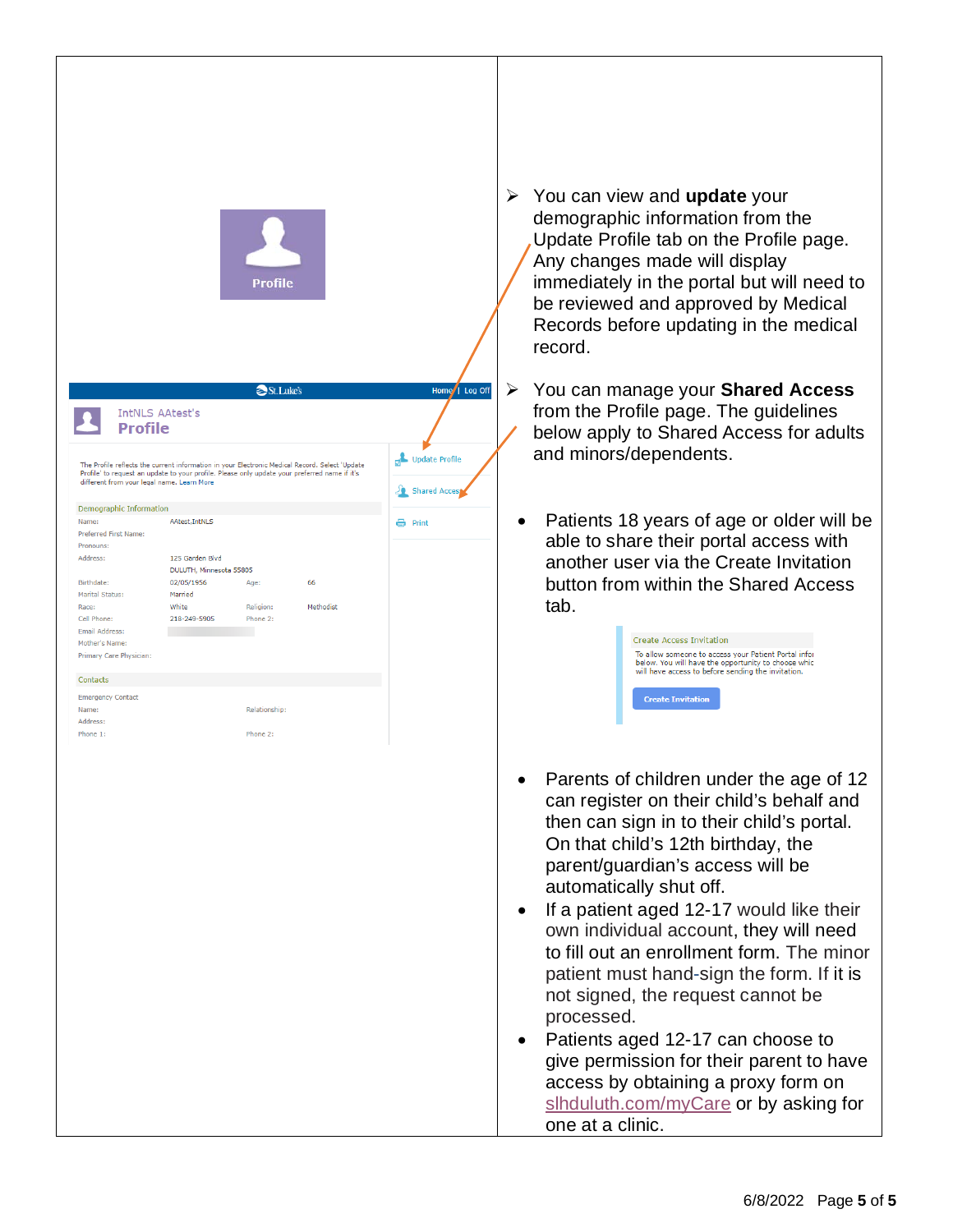- You can view and **update** your demographic information from the Update Profile tab on the Profile page. Any changes made will display immediately in the portal but will need to be reviewed and approved by Medical Records before updating in the medical record.
- You can manage your **Shared Access** from the Profile page. The guidelines below apply to Shared Access for adults and minors/dependents.

- Patients 18 years of age or older will be able to share their portal access with another user via the Create Invitation button from within the Shared Access tab.

- Parents of children under the age of 12 can register on their child's behalf and then can sign in to their child's portal. On that child's 12th birthday, the parent/guardian's access will be automatically shut off.
- If a patient aged 12-17 would like their own individual account, they will need to fill out an enrollment form. The minor patient must hand-sign the form. If it is not signed, the request cannot be processed.
- Patients aged 12-17 can choose to give permission for their parent to have access by obtaining a proxy form on slhduluth.com/myCare or by asking for one at a clinic.